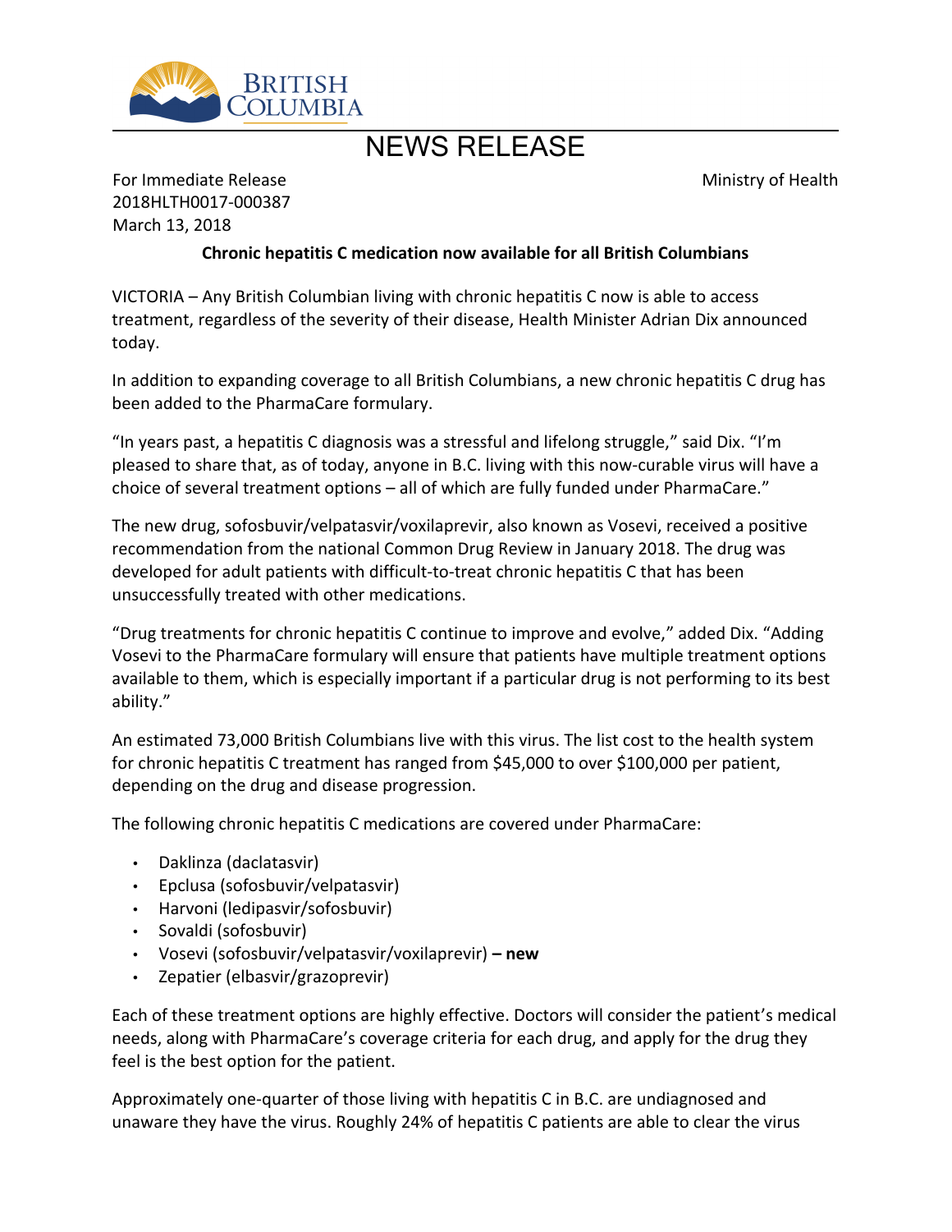# NEWS RELEASE

For Immediate Release
2018HLTH0017-000387
March 13, 2018

Ministry of Health

**Chronic hepatitis C medication now available for all British Columbians**

VICTORIA – Any British Columbian living with chronic hepatitis C now is able to access treatment, regardless of the severity of their disease, Health Minister Adrian Dix announced today.

In addition to expanding coverage to all British Columbians, a new chronic hepatitis C drug has been added to the PharmaCare formulary.

"In years past, a hepatitis C diagnosis was a stressful and lifelong struggle," said Dix. "I'm pleased to share that, as of today, anyone in B.C. living with this now-curable virus will have a choice of several treatment options – all of which are fully funded under PharmaCare."

The new drug, sofosbuvir/velpatasvir/voxilaprevir, also known as Vosevi, received a positive recommendation from the national Common Drug Review in January 2018. The drug was developed for adult patients with difficult-to-treat chronic hepatitis C that has been unsuccessfully treated with other medications.

"Drug treatments for chronic hepatitis C continue to improve and evolve," added Dix. "Adding Vosevi to the PharmaCare formulary will ensure that patients have multiple treatment options available to them, which is especially important if a particular drug is not performing to its best ability."

An estimated 73,000 British Columbians live with this virus. The list cost to the health system for chronic hepatitis C treatment has ranged from $45,000 to over $100,000 per patient, depending on the drug and disease progression.

The following chronic hepatitis C medications are covered under PharmaCare:

- Daklinza (daclatasvir)
- Epclusa (sofosbuvir/velpatasvir)
- Harvoni (ledipasvir/sofosbuvir)
- Sovaldi (sofosbuvir)
- Vosevi (sofosbuvir/velpatasvir/voxilaprevir) **– new**
- Zepatier (elbasvir/grazoprevir)

Each of these treatment options are highly effective. Doctors will consider the patient's medical needs, along with PharmaCare's coverage criteria for each drug, and apply for the drug they feel is the best option for the patient.

Approximately one-quarter of those living with hepatitis C in B.C. are undiagnosed and unaware they have the virus. Roughly 24% of hepatitis C patients are able to clear the virus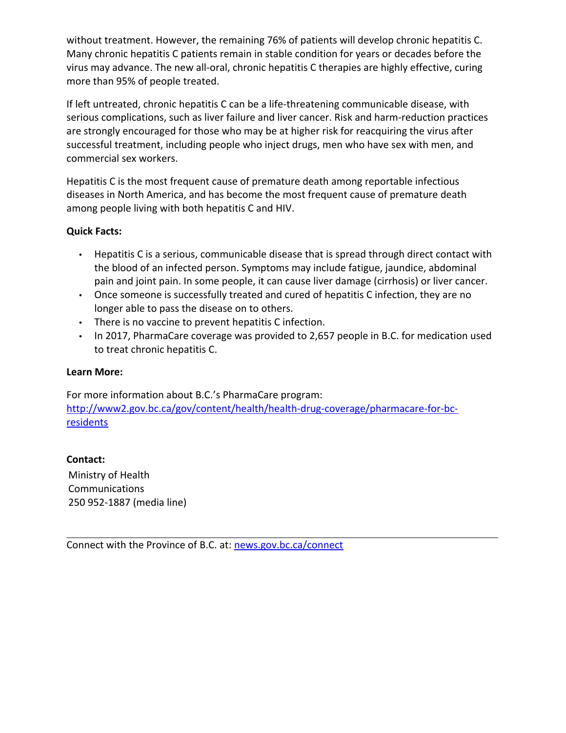without treatment. However, the remaining 76% of patients will develop chronic hepatitis C. Many chronic hepatitis C patients remain in stable condition for years or decades before the virus may advance. The new all-oral, chronic hepatitis C therapies are highly effective, curing more than 95% of people treated.

If left untreated, chronic hepatitis C can be a life-threatening communicable disease, with serious complications, such as liver failure and liver cancer. Risk and harm-reduction practices are strongly encouraged for those who may be at higher risk for reacquiring the virus after successful treatment, including people who inject drugs, men who have sex with men, and commercial sex workers.

Hepatitis C is the most frequent cause of premature death among reportable infectious diseases in North America, and has become the most frequent cause of premature death among people living with both hepatitis C and HIV.

**Quick Facts:**

- Hepatitis C is a serious, communicable disease that is spread through direct contact with the blood of an infected person. Symptoms may include fatigue, jaundice, abdominal pain and joint pain. In some people, it can cause liver damage (cirrhosis) or liver cancer.
- Once someone is successfully treated and cured of hepatitis C infection, they are no longer able to pass the disease on to others.
- There is no vaccine to prevent hepatitis C infection.
- In 2017, PharmaCare coverage was provided to 2,657 people in B.C. for medication used to treat chronic hepatitis C.

**Learn More:**

For more information about B.C.'s PharmaCare program:
[http://www2.gov.bc.ca/gov/content/health/health-drug-coverage/pharmacare-for-bc-residents](http://www2.gov.bc.ca/gov/content/health/health-drug-coverage/pharmacare-for-bc-residents)

**Contact:**

Ministry of Health
Communications
250 952-1887 (media line)

---

Connect with the Province of B.C. at: [news.gov.bc.ca/connect](news.gov.bc.ca/connect)